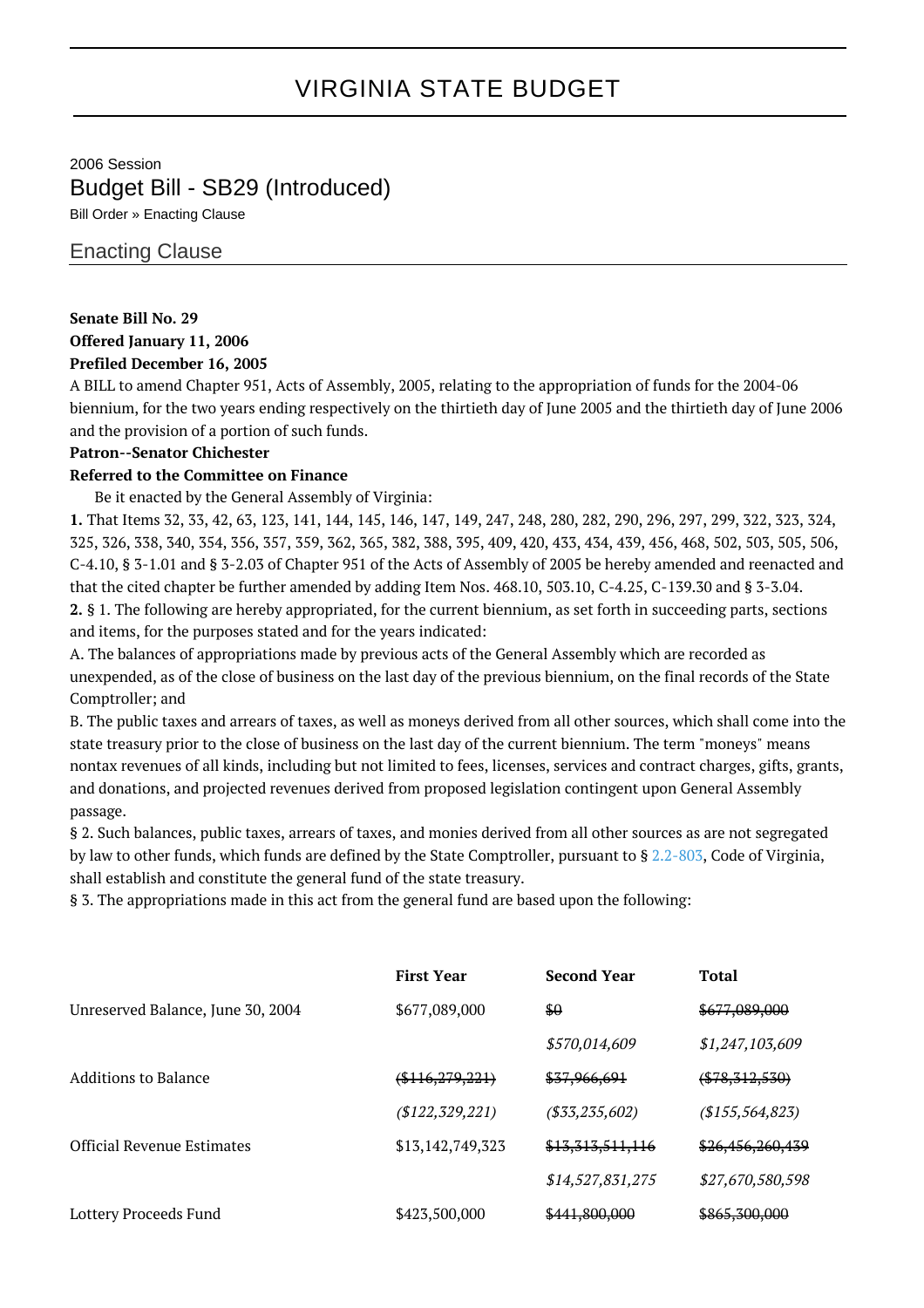# VIRGINIA STATE BUDGET

2006 Session

## Budget Bill - SB29 (Introduced)

Bill Order » Enacting Clause

### Enacting Clause

**Senate Bill No. 29**
**Offered January 11, 2006**
**Prefiled December 16, 2005**

A BILL to amend Chapter 951, Acts of Assembly, 2005, relating to the appropriation of funds for the 2004-06 biennium, for the two years ending respectively on the thirtieth day of June 2005 and the thirtieth day of June 2006 and the provision of a portion of such funds.

**Patron--Senator Chichester**

**Referred to the Committee on Finance**

Be it enacted by the General Assembly of Virginia:

**1.** That Items 32, 33, 42, 63, 123, 141, 144, 145, 146, 147, 149, 247, 248, 280, 282, 290, 296, 297, 299, 322, 323, 324, 325, 326, 338, 340, 354, 356, 357, 359, 362, 365, 382, 388, 395, 409, 420, 433, 434, 439, 456, 468, 502, 503, 505, 506, C-4.10, § 3-1.01 and § 3-2.03 of Chapter 951 of the Acts of Assembly of 2005 be hereby amended and reenacted and that the cited chapter be further amended by adding Item Nos. 468.10, 503.10, C-4.25, C-139.30 and § 3-3.04.

**2.** § 1. The following are hereby appropriated, for the current biennium, as set forth in succeeding parts, sections and items, for the purposes stated and for the years indicated:

A. The balances of appropriations made by previous acts of the General Assembly which are recorded as unexpended, as of the close of business on the last day of the previous biennium, on the final records of the State Comptroller; and

B. The public taxes and arrears of taxes, as well as moneys derived from all other sources, which shall come into the state treasury prior to the close of business on the last day of the current biennium. The term "moneys" means nontax revenues of all kinds, including but not limited to fees, licenses, services and contract charges, gifts, grants, and donations, and projected revenues derived from proposed legislation contingent upon General Assembly passage.

§ 2. Such balances, public taxes, arrears of taxes, and monies derived from all other sources as are not segregated by law to other funds, which funds are defined by the State Comptroller, pursuant to § 2.2-803, Code of Virginia, shall establish and constitute the general fund of the state treasury.

§ 3. The appropriations made in this act from the general fund are based upon the following:

| | **First Year** | **Second Year** | **Total** |
|---|---|---|---|
| Unreserved Balance, June 30, 2004 | $677,089,000 | ~~$0~~ | ~~$677,089,000~~ |
| | | *$570,014,609* | *$1,247,103,609* |
| Additions to Balance | ~~($116,279,221)~~ | ~~$37,966,691~~ | ~~($78,312,530)~~ |
| | *($122,329,221)* | *($33,235,602)* | *($155,564,823)* |
| Official Revenue Estimates | $13,142,749,323 | ~~$13,313,511,116~~ | ~~$26,456,260,439~~ |
| | | *$14,527,831,275* | *$27,670,580,598* |
| Lottery Proceeds Fund | $423,500,000 | ~~$441,800,000~~ | ~~$865,300,000~~ |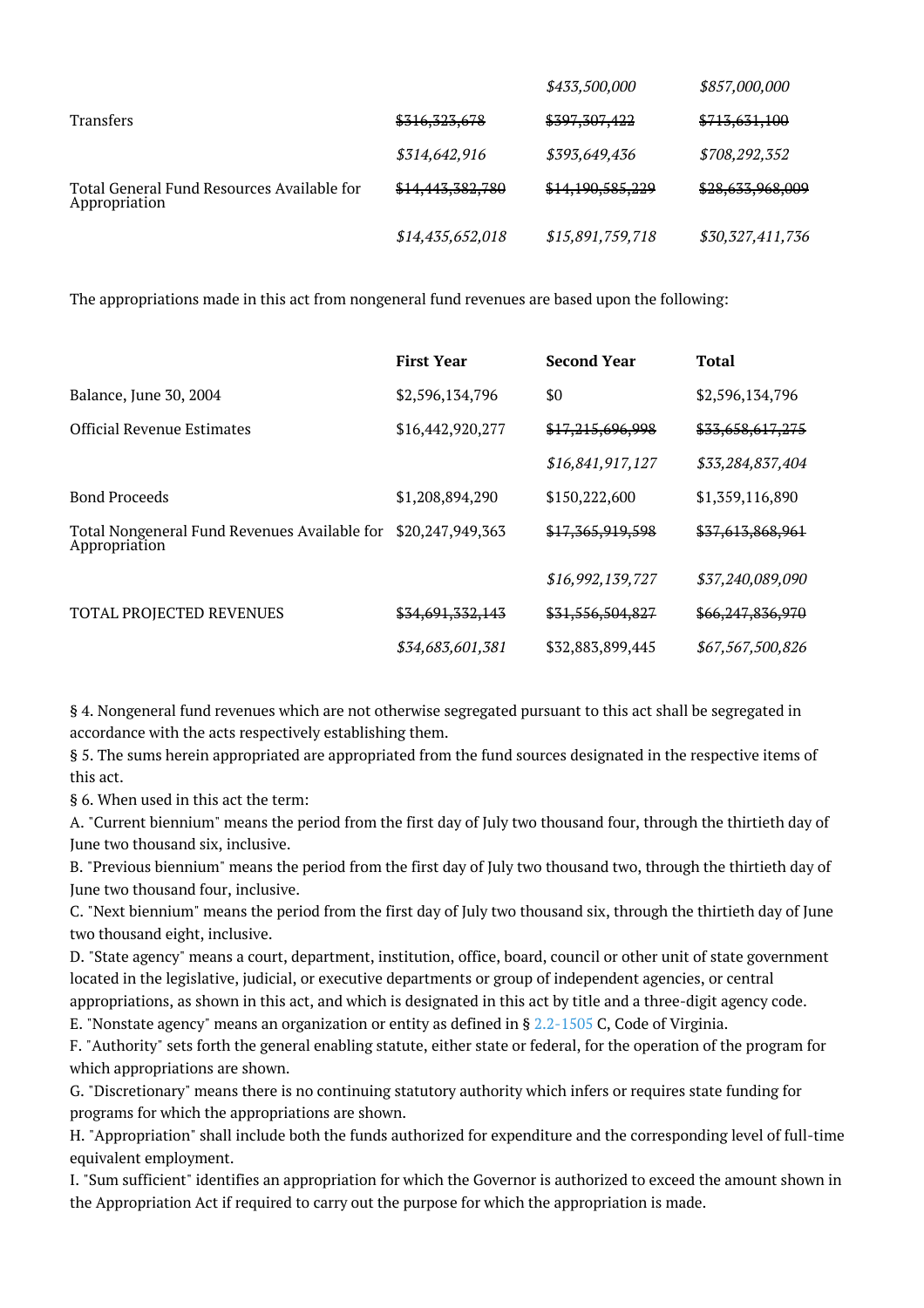| | | | |
|---|---|---|---|
| | | *$433,500,000* | *$857,000,000* |
| Transfers | ~~$316,323,678~~ | ~~$397,307,422~~ | ~~$713,631,100~~ |
| | *$314,642,916* | *$393,649,436* | *$708,292,352* |
| Total General Fund Resources Available for Appropriation | ~~$14,443,382,780~~ | ~~$14,190,585,229~~ | ~~$28,633,968,009~~ |
| | *$14,435,652,018* | *$15,891,759,718* | *$30,327,411,736* |

The appropriations made in this act from nongeneral fund revenues are based upon the following:

| | **First Year** | **Second Year** | **Total** |
|---|---|---|---|
| Balance, June 30, 2004 | $2,596,134,796 | $0 | $2,596,134,796 |
| Official Revenue Estimates | $16,442,920,277 | ~~$17,215,696,998~~ | ~~$33,658,617,275~~ |
| | | *$16,841,917,127* | *$33,284,837,404* |
| Bond Proceeds | $1,208,894,290 | $150,222,600 | $1,359,116,890 |
| Total Nongeneral Fund Revenues Available for Appropriation | $20,247,949,363 | ~~$17,365,919,598~~ | ~~$37,613,868,961~~ |
| | | *$16,992,139,727* | *$37,240,089,090* |
| TOTAL PROJECTED REVENUES | ~~$34,691,332,143~~ | ~~$31,556,504,827~~ | ~~$66,247,836,970~~ |
| | *$34,683,601,381* | $32,883,899,445 | *$67,567,500,826* |

§ 4. Nongeneral fund revenues which are not otherwise segregated pursuant to this act shall be segregated in accordance with the acts respectively establishing them.

§ 5. The sums herein appropriated are appropriated from the fund sources designated in the respective items of this act.

§ 6. When used in this act the term:

A. "Current biennium" means the period from the first day of July two thousand four, through the thirtieth day of June two thousand six, inclusive.

B. "Previous biennium" means the period from the first day of July two thousand two, through the thirtieth day of June two thousand four, inclusive.

C. "Next biennium" means the period from the first day of July two thousand six, through the thirtieth day of June two thousand eight, inclusive.

D. "State agency" means a court, department, institution, office, board, council or other unit of state government located in the legislative, judicial, or executive departments or group of independent agencies, or central appropriations, as shown in this act, and which is designated in this act by title and a three-digit agency code.

E. "Nonstate agency" means an organization or entity as defined in § 2.2-1505 C, Code of Virginia.

F. "Authority" sets forth the general enabling statute, either state or federal, for the operation of the program for which appropriations are shown.

G. "Discretionary" means there is no continuing statutory authority which infers or requires state funding for programs for which the appropriations are shown.

H. "Appropriation" shall include both the funds authorized for expenditure and the corresponding level of full-time equivalent employment.

I. "Sum sufficient" identifies an appropriation for which the Governor is authorized to exceed the amount shown in the Appropriation Act if required to carry out the purpose for which the appropriation is made.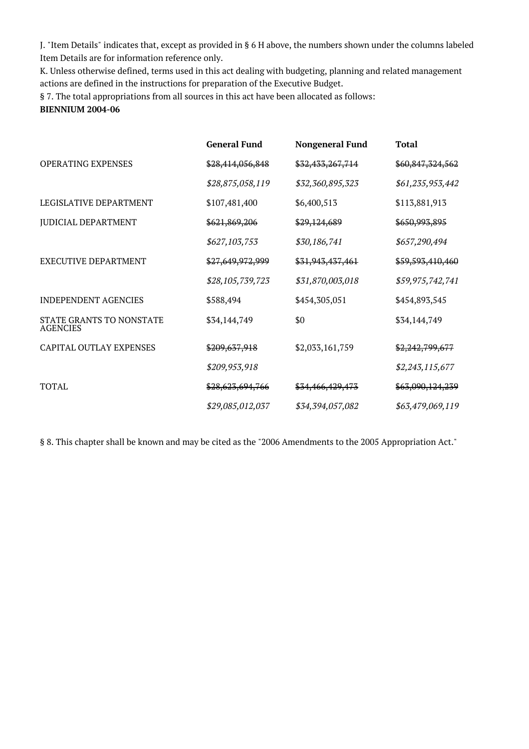J. "Item Details" indicates that, except as provided in § 6 H above, the numbers shown under the columns labeled Item Details are for information reference only.

K. Unless otherwise defined, terms used in this act dealing with budgeting, planning and related management actions are defined in the instructions for preparation of the Executive Budget.

§ 7. The total appropriations from all sources in this act have been allocated as follows:

**BIENNIUM 2004-06**

| | General Fund | Nongeneral Fund | Total |
|---|---|---|---|
| OPERATING EXPENSES | ~~$28,414,056,848~~ | ~~$32,433,267,714~~ | ~~$60,847,324,562~~ |
| | *$28,875,058,119* | *$32,360,895,323* | *$61,235,953,442* |
| LEGISLATIVE DEPARTMENT | $107,481,400 | $6,400,513 | $113,881,913 |
| JUDICIAL DEPARTMENT | ~~$621,869,206~~ | ~~$29,124,689~~ | ~~$650,993,895~~ |
| | *$627,103,753* | *$30,186,741* | *$657,290,494* |
| EXECUTIVE DEPARTMENT | ~~$27,649,972,999~~ | ~~$31,943,437,461~~ | ~~$59,593,410,460~~ |
| | *$28,105,739,723* | *$31,870,003,018* | *$59,975,742,741* |
| INDEPENDENT AGENCIES | $588,494 | $454,305,051 | $454,893,545 |
| STATE GRANTS TO NONSTATE AGENCIES | $34,144,749 | $0 | $34,144,749 |
| CAPITAL OUTLAY EXPENSES | ~~$209,637,918~~ | $2,033,161,759 | ~~$2,242,799,677~~ |
| | *$209,953,918* | | *$2,243,115,677* |
| TOTAL | ~~$28,623,694,766~~ | ~~$34,466,429,473~~ | ~~$63,090,124,239~~ |
| | *$29,085,012,037* | *$34,394,057,082* | *$63,479,069,119* |

§ 8. This chapter shall be known and may be cited as the "2006 Amendments to the 2005 Appropriation Act."